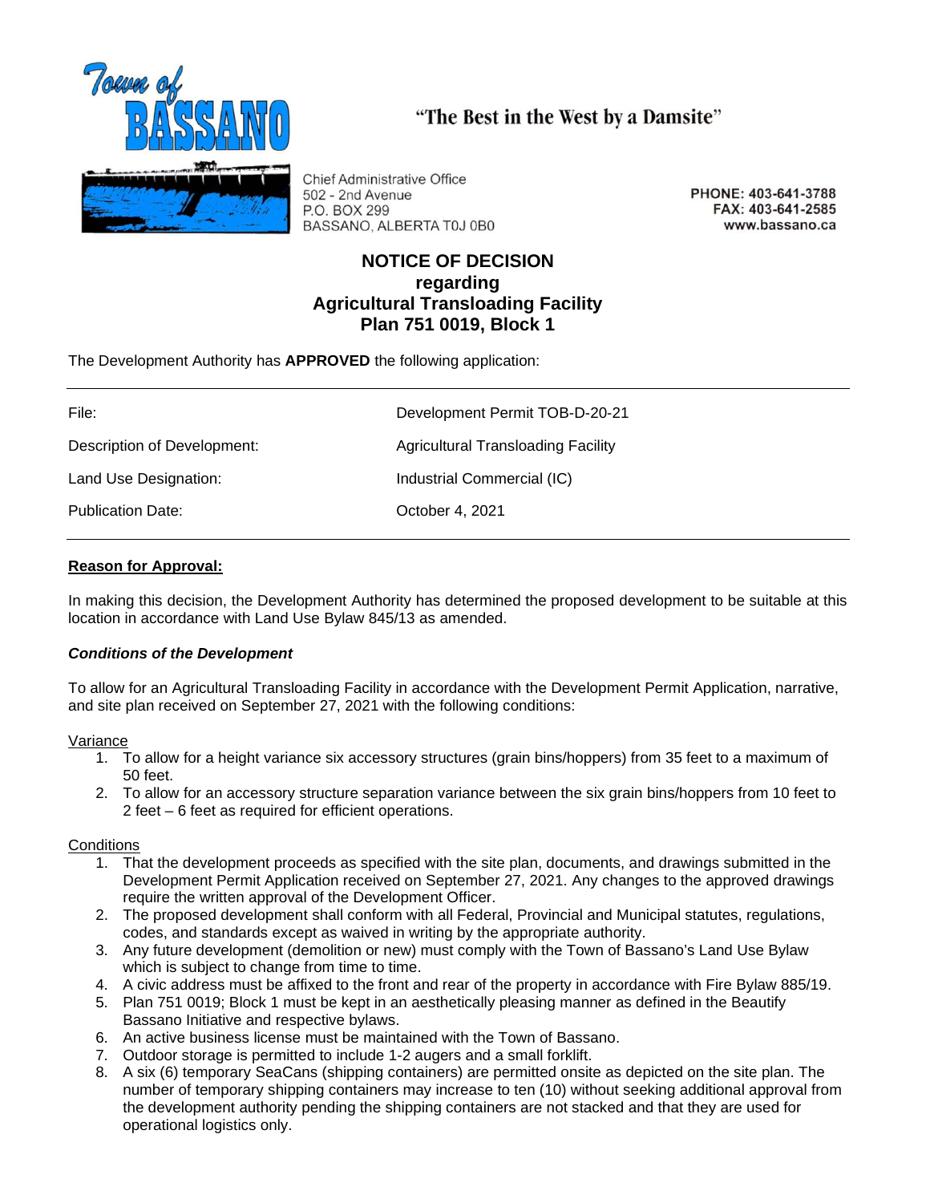"The Best in the West by a Damsite"

Town of BASSANO

Chief Administrative Office
502 - 2nd Avenue
P.O. BOX 299
BASSANO, ALBERTA T0J 0B0

PHONE: 403-641-3788
FAX: 403-641-2585
www.bassano.ca

# NOTICE OF DECISION regarding Agricultural Transloading Facility Plan 751 0019, Block 1

The Development Authority has **APPROVED** the following application:

| | |
|---|---|
| File: | Development Permit TOB-D-20-21 |
| Description of Development: | Agricultural Transloading Facility |
| Land Use Designation: | Industrial Commercial (IC) |
| Publication Date: | October 4, 2021 |

**Reason for Approval:**

In making this decision, the Development Authority has determined the proposed development to be suitable at this location in accordance with Land Use Bylaw 845/13 as amended.

***Conditions of the Development***

To allow for an Agricultural Transloading Facility in accordance with the Development Permit Application, narrative, and site plan received on September 27, 2021 with the following conditions:

Variance

1. To allow for a height variance six accessory structures (grain bins/hoppers) from 35 feet to a maximum of 50 feet.
2. To allow for an accessory structure separation variance between the six grain bins/hoppers from 10 feet to 2 feet – 6 feet as required for efficient operations.

Conditions

1. That the development proceeds as specified with the site plan, documents, and drawings submitted in the Development Permit Application received on September 27, 2021. Any changes to the approved drawings require the written approval of the Development Officer.
2. The proposed development shall conform with all Federal, Provincial and Municipal statutes, regulations, codes, and standards except as waived in writing by the appropriate authority.
3. Any future development (demolition or new) must comply with the Town of Bassano's Land Use Bylaw which is subject to change from time to time.
4. A civic address must be affixed to the front and rear of the property in accordance with Fire Bylaw 885/19.
5. Plan 751 0019; Block 1 must be kept in an aesthetically pleasing manner as defined in the Beautify Bassano Initiative and respective bylaws.
6. An active business license must be maintained with the Town of Bassano.
7. Outdoor storage is permitted to include 1-2 augers and a small forklift.
8. A six (6) temporary SeaCans (shipping containers) are permitted onsite as depicted on the site plan. The number of temporary shipping containers may increase to ten (10) without seeking additional approval from the development authority pending the shipping containers are not stacked and that they are used for operational logistics only.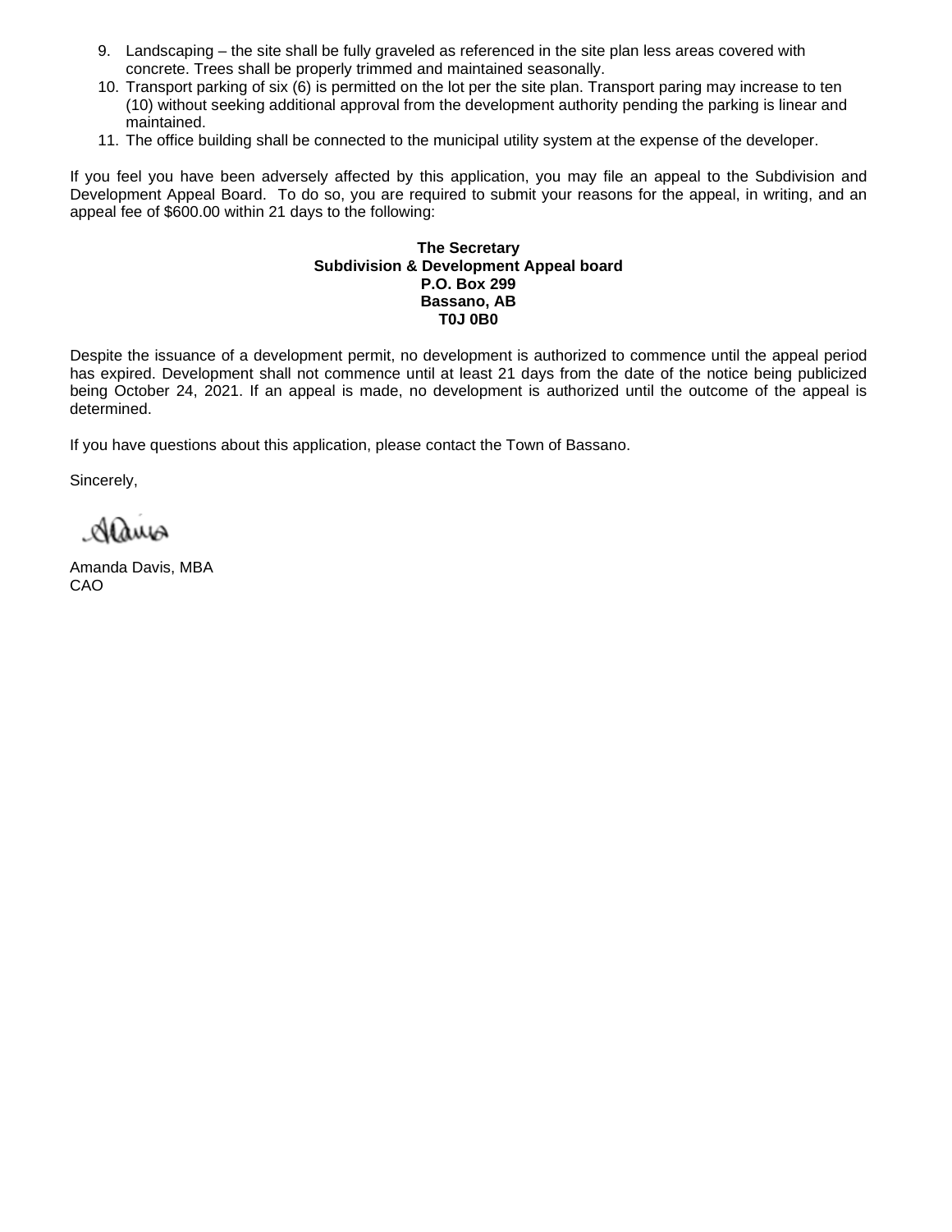9. Landscaping – the site shall be fully graveled as referenced in the site plan less areas covered with concrete. Trees shall be properly trimmed and maintained seasonally.
10. Transport parking of six (6) is permitted on the lot per the site plan. Transport paring may increase to ten (10) without seeking additional approval from the development authority pending the parking is linear and maintained.
11. The office building shall be connected to the municipal utility system at the expense of the developer.

If you feel you have been adversely affected by this application, you may file an appeal to the Subdivision and Development Appeal Board. To do so, you are required to submit your reasons for the appeal, in writing, and an appeal fee of $600.00 within 21 days to the following:

**The Secretary**
**Subdivision & Development Appeal board**
**P.O. Box 299**
**Bassano, AB**
**T0J 0B0**

Despite the issuance of a development permit, no development is authorized to commence until the appeal period has expired. Development shall not commence until at least 21 days from the date of the notice being publicized being October 24, 2021. If an appeal is made, no development is authorized until the outcome of the appeal is determined.

If you have questions about this application, please contact the Town of Bassano.

Sincerely,

Amanda Davis, MBA
CAO